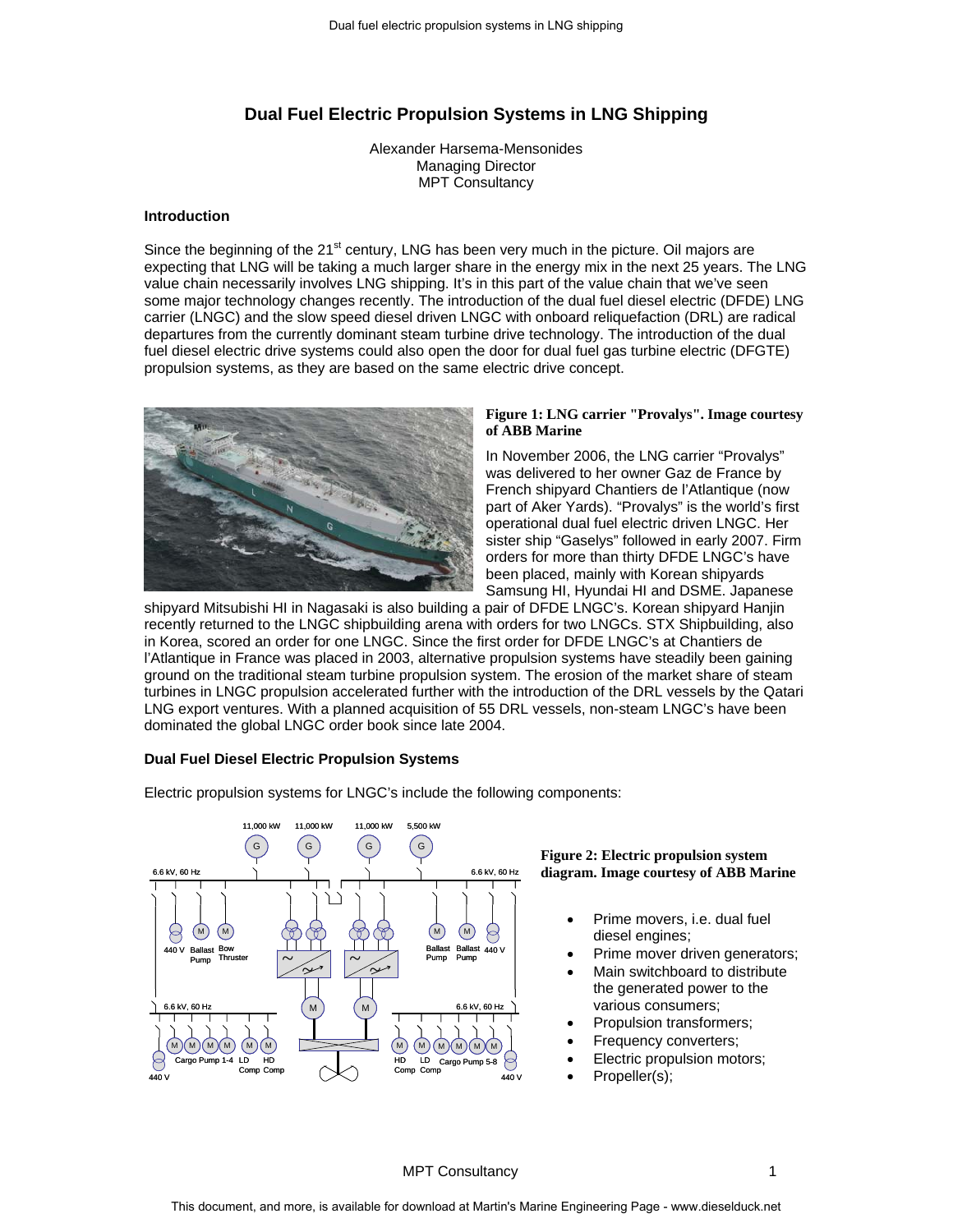# Dual Fuel Electric Propulsion Systems in LNG Shipping

Alexander Harsema-Mensonides
Managing Director
MPT Consultancy

### Introduction

Since the beginning of the 21st century, LNG has been very much in the picture. Oil majors are expecting that LNG will be taking a much larger share in the energy mix in the next 25 years. The LNG value chain necessarily involves LNG shipping. It's in this part of the value chain that we've seen some major technology changes recently. The introduction of the dual fuel diesel electric (DFDE) LNG carrier (LNGC) and the slow speed diesel driven LNGC with onboard reliquefaction (DRL) are radical departures from the currently dominant steam turbine drive technology. The introduction of the dual fuel diesel electric drive systems could also open the door for dual fuel gas turbine electric (DFGTE) propulsion systems, as they are based on the same electric drive concept.

**Figure 1: LNG carrier "Provalys". Image courtesy of ABB Marine**

In November 2006, the LNG carrier "Provalys" was delivered to her owner Gaz de France by French shipyard Chantiers de l'Atlantique (now part of Aker Yards). "Provalys" is the world's first operational dual fuel electric driven LNGC. Her sister ship "Gaselys" followed in early 2007. Firm orders for more than thirty DFDE LNGC's have been placed, mainly with Korean shipyards Samsung HI, Hyundai HI and DSME. Japanese shipyard Mitsubishi HI in Nagasaki is also building a pair of DFDE LNGC's. Korean shipyard Hanjin recently returned to the LNGC shipbuilding arena with orders for two LNGCs. STX Shipbuilding, also in Korea, scored an order for one LNGC. Since the first order for DFDE LNGC's at Chantiers de l'Atlantique in France was placed in 2003, alternative propulsion systems have steadily been gaining ground on the traditional steam turbine propulsion system. The erosion of the market share of steam turbines in LNGC propulsion accelerated further with the introduction of the DRL vessels by the Qatari LNG export ventures. With a planned acquisition of 55 DRL vessels, non-steam LNGC's have been dominated the global LNGC order book since late 2004.

### Dual Fuel Diesel Electric Propulsion Systems

Electric propulsion systems for LNGC's include the following components:

**Figure 2: Electric propulsion system diagram. Image courtesy of ABB Marine**

- Prime movers, i.e. dual fuel diesel engines;
- Prime mover driven generators;
- Main switchboard to distribute the generated power to the various consumers;
- Propulsion transformers;
- Frequency converters;
- Electric propulsion motors;
- Propeller(s);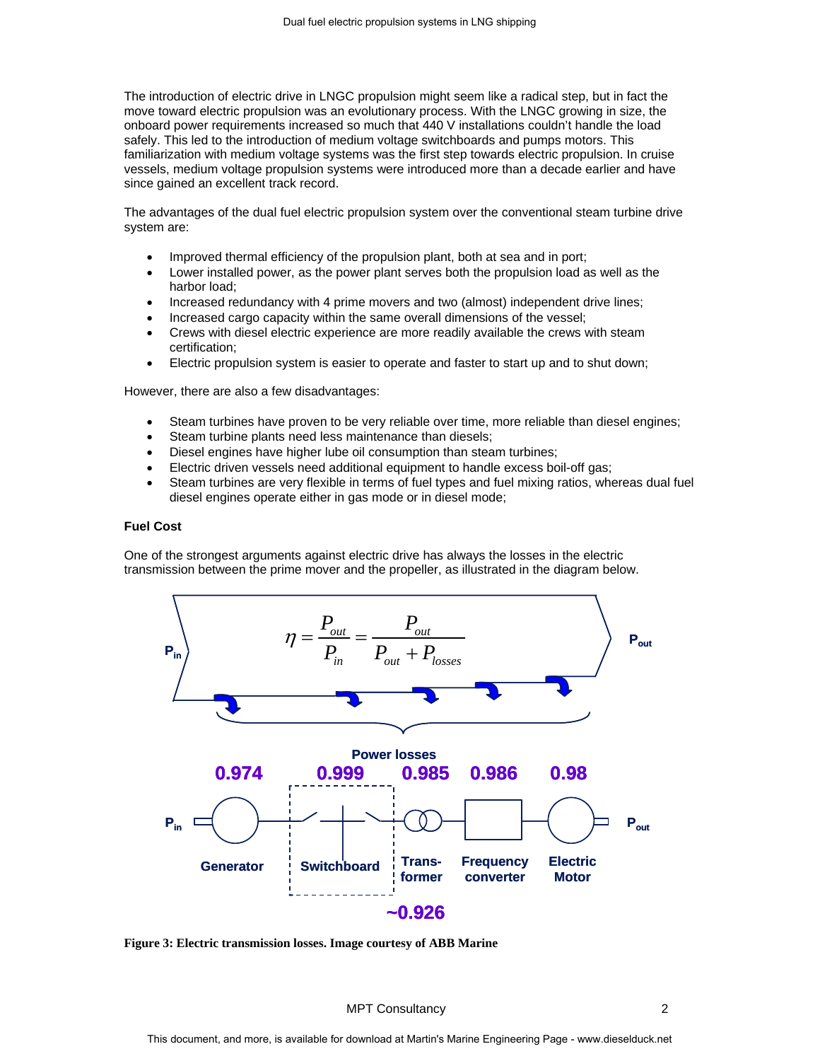The introduction of electric drive in LNGC propulsion might seem like a radical step, but in fact the move toward electric propulsion was an evolutionary process. With the LNGC growing in size, the onboard power requirements increased so much that 440 V installations couldn't handle the load safely. This led to the introduction of medium voltage switchboards and pumps motors. This familiarization with medium voltage systems was the first step towards electric propulsion. In cruise vessels, medium voltage propulsion systems were introduced more than a decade earlier and have since gained an excellent track record.

The advantages of the dual fuel electric propulsion system over the conventional steam turbine drive system are:

- Improved thermal efficiency of the propulsion plant, both at sea and in port;
- Lower installed power, as the power plant serves both the propulsion load as well as the harbor load;
- Increased redundancy with 4 prime movers and two (almost) independent drive lines;
- Increased cargo capacity within the same overall dimensions of the vessel;
- Crews with diesel electric experience are more readily available the crews with steam certification;
- Electric propulsion system is easier to operate and faster to start up and to shut down;

However, there are also a few disadvantages:

- Steam turbines have proven to be very reliable over time, more reliable than diesel engines;
- Steam turbine plants need less maintenance than diesels;
- Diesel engines have higher lube oil consumption than steam turbines;
- Electric driven vessels need additional equipment to handle excess boil-off gas;
- Steam turbines are very flexible in terms of fuel types and fuel mixing ratios, whereas dual fuel diesel engines operate either in gas mode or in diesel mode;

**Fuel Cost**

One of the strongest arguments against electric drive has always the losses in the electric transmission between the prime mover and the propeller, as illustrated in the diagram below.

$$\eta = \frac{P_{out}}{P_{in}} = \frac{P_{out}}{P_{out} + P_{losses}}$$

$P_{in}$ → $P_{out}$

Power losses

| Generator | Switchboard | Transformer | Frequency converter | Electric Motor |
|---|---|---|---|---|
| 0.974 | 0.999 | 0.985 | 0.986 | 0.98 |

~0.926

**Figure 3: Electric transmission losses. Image courtesy of ABB Marine**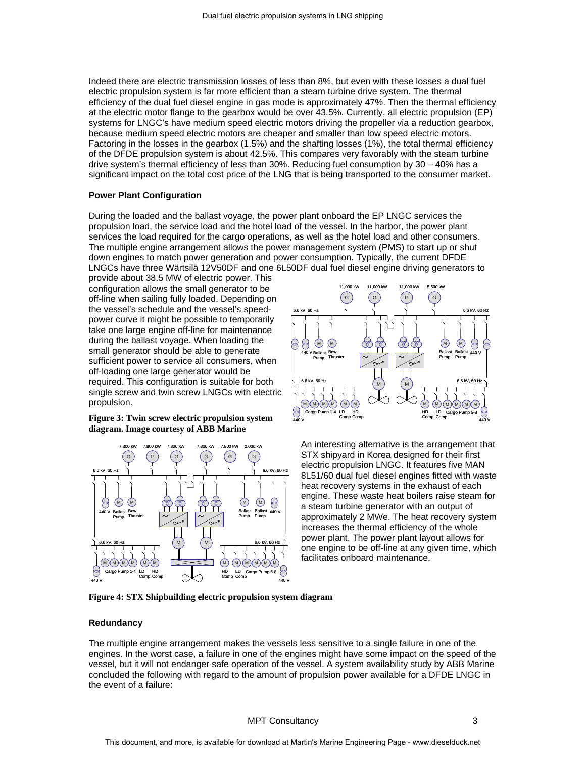Indeed there are electric transmission losses of less than 8%, but even with these losses a dual fuel electric propulsion system is far more efficient than a steam turbine drive system. The thermal efficiency of the dual fuel diesel engine in gas mode is approximately 47%. Then the thermal efficiency at the electric motor flange to the gearbox would be over 43.5%. Currently, all electric propulsion (EP) systems for LNGC's have medium speed electric motors driving the propeller via a reduction gearbox, because medium speed electric motors are cheaper and smaller than low speed electric motors. Factoring in the losses in the gearbox (1.5%) and the shafting losses (1%), the total thermal efficiency of the DFDE propulsion system is about 42.5%. This compares very favorably with the steam turbine drive system's thermal efficiency of less than 30%. Reducing fuel consumption by 30 – 40% has a significant impact on the total cost price of the LNG that is being transported to the consumer market.

### Power Plant Configuration

During the loaded and the ballast voyage, the power plant onboard the EP LNGC services the propulsion load, the service load and the hotel load of the vessel. In the harbor, the power plant services the load required for the cargo operations, as well as the hotel load and other consumers. The multiple engine arrangement allows the power management system (PMS) to start up or shut down engines to match power generation and power consumption. Typically, the current DFDE LNGCs have three Wärtsilä 12V50DF and one 6L50DF dual fuel diesel engine driving generators to provide about 38.5 MW of electric power. This configuration allows the small generator to be off-line when sailing fully loaded. Depending on the vessel's schedule and the vessel's speed-power curve it might be possible to temporarily take one large engine off-line for maintenance during the ballast voyage. When loading the small generator should be able to generate sufficient power to service all consumers, when off-loading one large generator would be required. This configuration is suitable for both single screw and twin screw LNGCs with electric propulsion.

**Figure 3: Twin screw electric propulsion system diagram. Image courtesy of ABB Marine**

An interesting alternative is the arrangement that STX shipyard in Korea designed for their first electric propulsion LNGC. It features five MAN 8L51/60 dual fuel diesel engines fitted with waste heat recovery systems in the exhaust of each engine. These waste heat boilers raise steam for a steam turbine generator with an output of approximately 2 MWe. The heat recovery system increases the thermal efficiency of the whole power plant. The power plant layout allows for one engine to be off-line at any given time, which facilitates onboard maintenance.

**Figure 4: STX Shipbuilding electric propulsion system diagram**

### Redundancy

The multiple engine arrangement makes the vessels less sensitive to a single failure in one of the engines. In the worst case, a failure in one of the engines might have some impact on the speed of the vessel, but it will not endanger safe operation of the vessel. A system availability study by ABB Marine concluded the following with regard to the amount of propulsion power available for a DFDE LNGC in the event of a failure: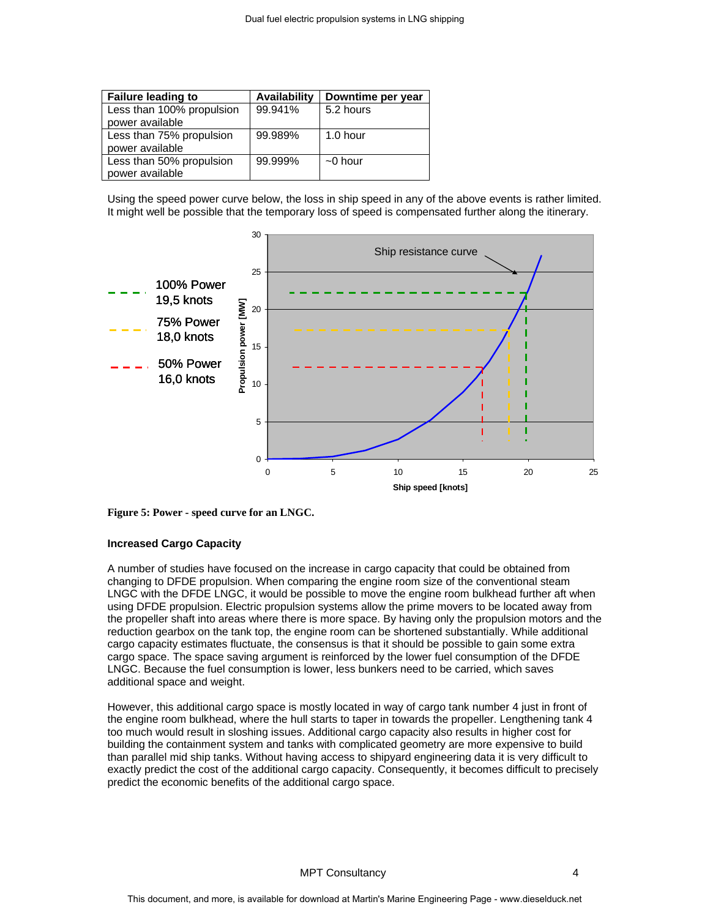| Failure leading to | Availability | Downtime per year |
|---|---|---|
| Less than 100% propulsion power available | 99.941% | 5.2 hours |
| Less than 75% propulsion power available | 99.989% | 1.0 hour |
| Less than 50% propulsion power available | 99.999% | ~0 hour |

Using the speed power curve below, the loss in ship speed in any of the above events is rather limited. It might well be possible that the temporary loss of speed is compensated further along the itinerary.

**Figure 5: Power - speed curve for an LNGC.**

### Increased Cargo Capacity

A number of studies have focused on the increase in cargo capacity that could be obtained from changing to DFDE propulsion. When comparing the engine room size of the conventional steam LNGC with the DFDE LNGC, it would be possible to move the engine room bulkhead further aft when using DFDE propulsion. Electric propulsion systems allow the prime movers to be located away from the propeller shaft into areas where there is more space. By having only the propulsion motors and the reduction gearbox on the tank top, the engine room can be shortened substantially. While additional cargo capacity estimates fluctuate, the consensus is that it should be possible to gain some extra cargo space. The space saving argument is reinforced by the lower fuel consumption of the DFDE LNGC. Because the fuel consumption is lower, less bunkers need to be carried, which saves additional space and weight.

However, this additional cargo space is mostly located in way of cargo tank number 4 just in front of the engine room bulkhead, where the hull starts to taper in towards the propeller. Lengthening tank 4 too much would result in sloshing issues. Additional cargo capacity also results in higher cost for building the containment system and tanks with complicated geometry are more expensive to build than parallel mid ship tanks. Without having access to shipyard engineering data it is very difficult to exactly predict the cost of the additional cargo capacity. Consequently, it becomes difficult to precisely predict the economic benefits of the additional cargo space.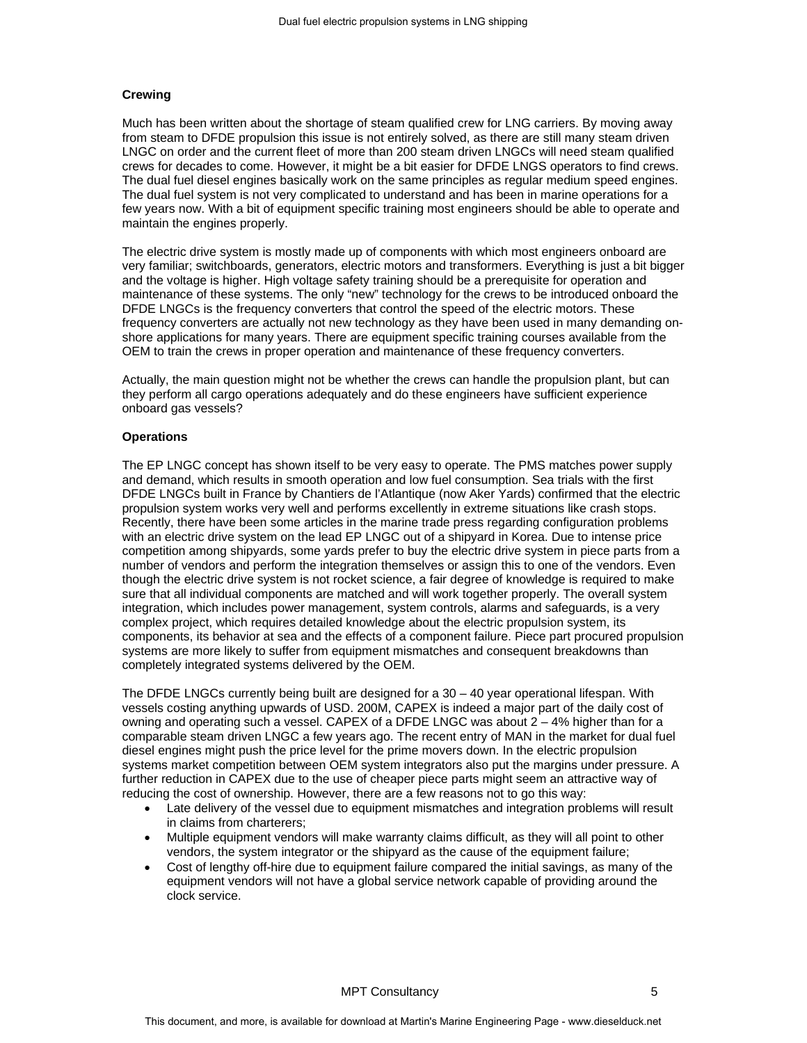**Crewing**

Much has been written about the shortage of steam qualified crew for LNG carriers. By moving away from steam to DFDE propulsion this issue is not entirely solved, as there are still many steam driven LNGC on order and the current fleet of more than 200 steam driven LNGCs will need steam qualified crews for decades to come. However, it might be a bit easier for DFDE LNGS operators to find crews. The dual fuel diesel engines basically work on the same principles as regular medium speed engines. The dual fuel system is not very complicated to understand and has been in marine operations for a few years now. With a bit of equipment specific training most engineers should be able to operate and maintain the engines properly.

The electric drive system is mostly made up of components with which most engineers onboard are very familiar; switchboards, generators, electric motors and transformers. Everything is just a bit bigger and the voltage is higher. High voltage safety training should be a prerequisite for operation and maintenance of these systems. The only "new" technology for the crews to be introduced onboard the DFDE LNGCs is the frequency converters that control the speed of the electric motors. These frequency converters are actually not new technology as they have been used in many demanding on-shore applications for many years. There are equipment specific training courses available from the OEM to train the crews in proper operation and maintenance of these frequency converters.

Actually, the main question might not be whether the crews can handle the propulsion plant, but can they perform all cargo operations adequately and do these engineers have sufficient experience onboard gas vessels?

**Operations**

The EP LNGC concept has shown itself to be very easy to operate. The PMS matches power supply and demand, which results in smooth operation and low fuel consumption. Sea trials with the first DFDE LNGCs built in France by Chantiers de l'Atlantique (now Aker Yards) confirmed that the electric propulsion system works very well and performs excellently in extreme situations like crash stops. Recently, there have been some articles in the marine trade press regarding configuration problems with an electric drive system on the lead EP LNGC out of a shipyard in Korea. Due to intense price competition among shipyards, some yards prefer to buy the electric drive system in piece parts from a number of vendors and perform the integration themselves or assign this to one of the vendors. Even though the electric drive system is not rocket science, a fair degree of knowledge is required to make sure that all individual components are matched and will work together properly. The overall system integration, which includes power management, system controls, alarms and safeguards, is a very complex project, which requires detailed knowledge about the electric propulsion system, its components, its behavior at sea and the effects of a component failure. Piece part procured propulsion systems are more likely to suffer from equipment mismatches and consequent breakdowns than completely integrated systems delivered by the OEM.

The DFDE LNGCs currently being built are designed for a 30 – 40 year operational lifespan. With vessels costing anything upwards of USD. 200M, CAPEX is indeed a major part of the daily cost of owning and operating such a vessel. CAPEX of a DFDE LNGC was about 2 – 4% higher than for a comparable steam driven LNGC a few years ago. The recent entry of MAN in the market for dual fuel diesel engines might push the price level for the prime movers down. In the electric propulsion systems market competition between OEM system integrators also put the margins under pressure. A further reduction in CAPEX due to the use of cheaper piece parts might seem an attractive way of reducing the cost of ownership. However, there are a few reasons not to go this way:

- Late delivery of the vessel due to equipment mismatches and integration problems will result in claims from charterers;
- Multiple equipment vendors will make warranty claims difficult, as they will all point to other vendors, the system integrator or the shipyard as the cause of the equipment failure;
- Cost of lengthy off-hire due to equipment failure compared the initial savings, as many of the equipment vendors will not have a global service network capable of providing around the clock service.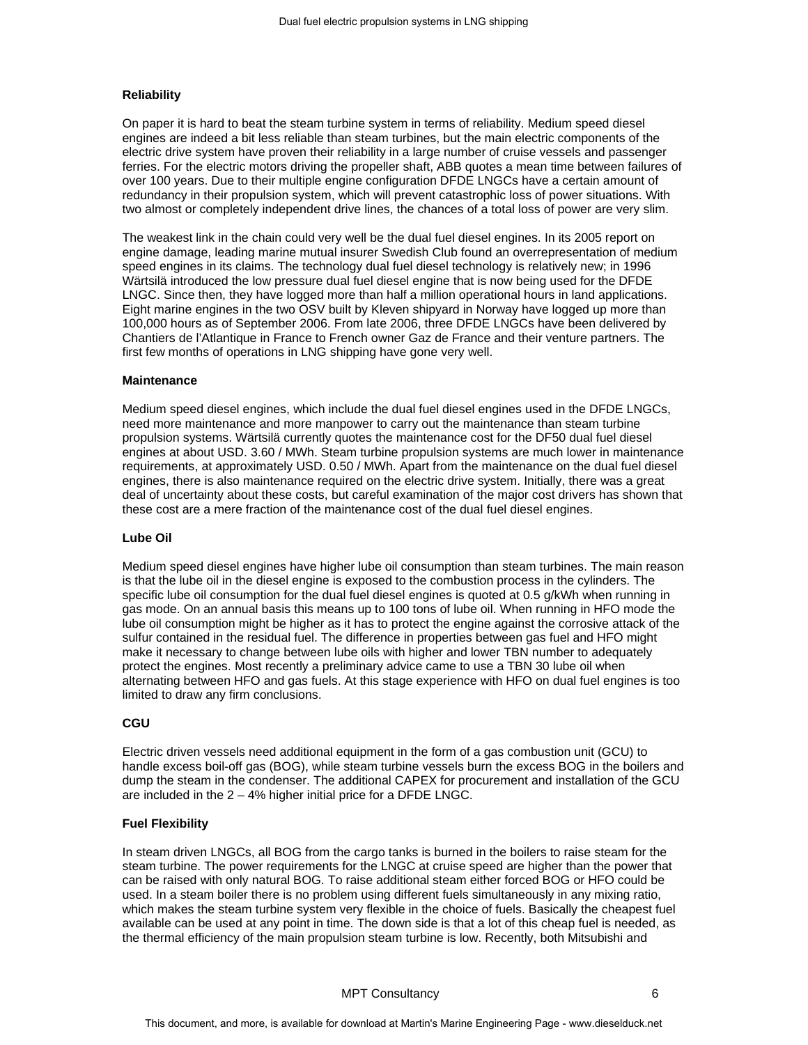### Reliability

On paper it is hard to beat the steam turbine system in terms of reliability. Medium speed diesel engines are indeed a bit less reliable than steam turbines, but the main electric components of the electric drive system have proven their reliability in a large number of cruise vessels and passenger ferries. For the electric motors driving the propeller shaft, ABB quotes a mean time between failures of over 100 years. Due to their multiple engine configuration DFDE LNGCs have a certain amount of redundancy in their propulsion system, which will prevent catastrophic loss of power situations. With two almost or completely independent drive lines, the chances of a total loss of power are very slim.

The weakest link in the chain could very well be the dual fuel diesel engines. In its 2005 report on engine damage, leading marine mutual insurer Swedish Club found an overrepresentation of medium speed engines in its claims. The technology dual fuel diesel technology is relatively new; in 1996 Wärtsilä introduced the low pressure dual fuel diesel engine that is now being used for the DFDE LNGC. Since then, they have logged more than half a million operational hours in land applications. Eight marine engines in the two OSV built by Kleven shipyard in Norway have logged up more than 100,000 hours as of September 2006. From late 2006, three DFDE LNGCs have been delivered by Chantiers de l'Atlantique in France to French owner Gaz de France and their venture partners. The first few months of operations in LNG shipping have gone very well.

### Maintenance

Medium speed diesel engines, which include the dual fuel diesel engines used in the DFDE LNGCs, need more maintenance and more manpower to carry out the maintenance than steam turbine propulsion systems. Wärtsilä currently quotes the maintenance cost for the DF50 dual fuel diesel engines at about USD. 3.60 / MWh. Steam turbine propulsion systems are much lower in maintenance requirements, at approximately USD. 0.50 / MWh. Apart from the maintenance on the dual fuel diesel engines, there is also maintenance required on the electric drive system. Initially, there was a great deal of uncertainty about these costs, but careful examination of the major cost drivers has shown that these cost are a mere fraction of the maintenance cost of the dual fuel diesel engines.

### Lube Oil

Medium speed diesel engines have higher lube oil consumption than steam turbines. The main reason is that the lube oil in the diesel engine is exposed to the combustion process in the cylinders. The specific lube oil consumption for the dual fuel diesel engines is quoted at 0.5 g/kWh when running in gas mode. On an annual basis this means up to 100 tons of lube oil. When running in HFO mode the lube oil consumption might be higher as it has to protect the engine against the corrosive attack of the sulfur contained in the residual fuel. The difference in properties between gas fuel and HFO might make it necessary to change between lube oils with higher and lower TBN number to adequately protect the engines. Most recently a preliminary advice came to use a TBN 30 lube oil when alternating between HFO and gas fuels. At this stage experience with HFO on dual fuel engines is too limited to draw any firm conclusions.

### CGU

Electric driven vessels need additional equipment in the form of a gas combustion unit (GCU) to handle excess boil-off gas (BOG), while steam turbine vessels burn the excess BOG in the boilers and dump the steam in the condenser. The additional CAPEX for procurement and installation of the GCU are included in the 2 – 4% higher initial price for a DFDE LNGC.

### Fuel Flexibility

In steam driven LNGCs, all BOG from the cargo tanks is burned in the boilers to raise steam for the steam turbine. The power requirements for the LNGC at cruise speed are higher than the power that can be raised with only natural BOG. To raise additional steam either forced BOG or HFO could be used. In a steam boiler there is no problem using different fuels simultaneously in any mixing ratio, which makes the steam turbine system very flexible in the choice of fuels. Basically the cheapest fuel available can be used at any point in time. The down side is that a lot of this cheap fuel is needed, as the thermal efficiency of the main propulsion steam turbine is low. Recently, both Mitsubishi and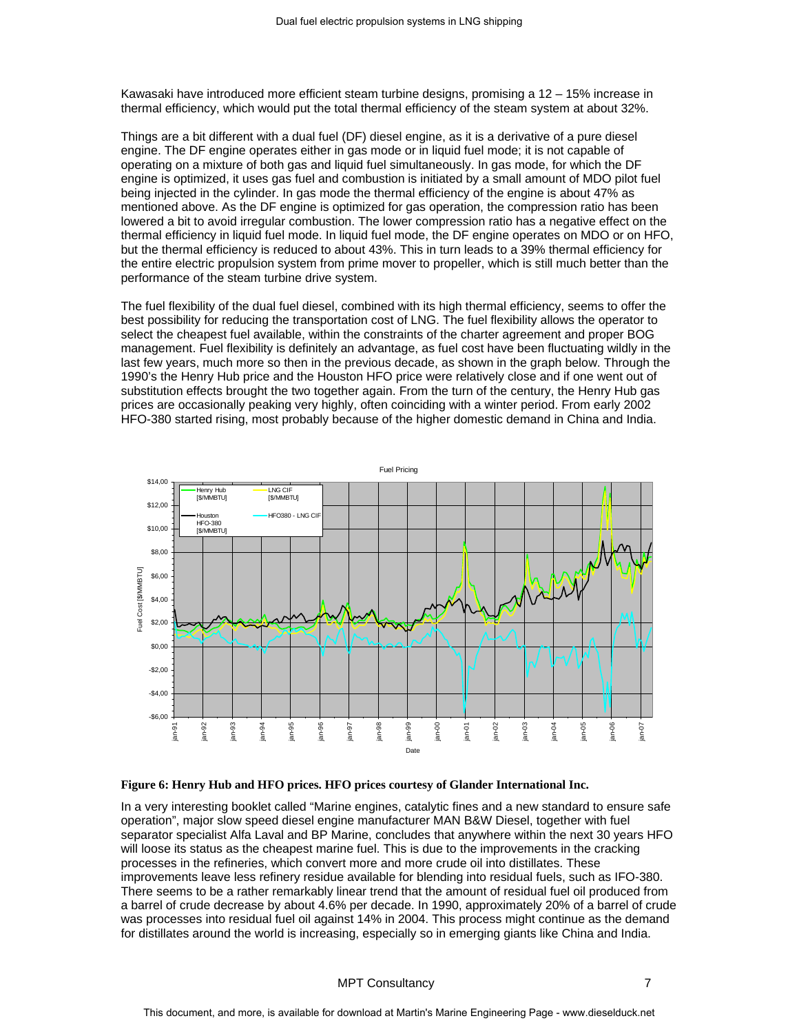Kawasaki have introduced more efficient steam turbine designs, promising a 12 – 15% increase in thermal efficiency, which would put the total thermal efficiency of the steam system at about 32%.

Things are a bit different with a dual fuel (DF) diesel engine, as it is a derivative of a pure diesel engine. The DF engine operates either in gas mode or in liquid fuel mode; it is not capable of operating on a mixture of both gas and liquid fuel simultaneously. In gas mode, for which the DF engine is optimized, it uses gas fuel and combustion is initiated by a small amount of MDO pilot fuel being injected in the cylinder. In gas mode the thermal efficiency of the engine is about 47% as mentioned above. As the DF engine is optimized for gas operation, the compression ratio has been lowered a bit to avoid irregular combustion. The lower compression ratio has a negative effect on the thermal efficiency in liquid fuel mode. In liquid fuel mode, the DF engine operates on MDO or on HFO, but the thermal efficiency is reduced to about 43%. This in turn leads to a 39% thermal efficiency for the entire electric propulsion system from prime mover to propeller, which is still much better than the performance of the steam turbine drive system.

The fuel flexibility of the dual fuel diesel, combined with its high thermal efficiency, seems to offer the best possibility for reducing the transportation cost of LNG. The fuel flexibility allows the operator to select the cheapest fuel available, within the constraints of the charter agreement and proper BOG management. Fuel flexibility is definitely an advantage, as fuel cost have been fluctuating wildly in the last few years, much more so then in the previous decade, as shown in the graph below. Through the 1990's the Henry Hub price and the Houston HFO price were relatively close and if one went out of substitution effects brought the two together again. From the turn of the century, the Henry Hub gas prices are occasionally peaking very highly, often coinciding with a winter period. From early 2002 HFO-380 started rising, most probably because of the higher domestic demand in China and India.

**Figure 6: Henry Hub and HFO prices. HFO prices courtesy of Glander International Inc.**

In a very interesting booklet called "Marine engines, catalytic fines and a new standard to ensure safe operation", major slow speed diesel engine manufacturer MAN B&W Diesel, together with fuel separator specialist Alfa Laval and BP Marine, concludes that anywhere within the next 30 years HFO will loose its status as the cheapest marine fuel. This is due to the improvements in the cracking processes in the refineries, which convert more and more crude oil into distillates. These improvements leave less refinery residue available for blending into residual fuels, such as IFO-380. There seems to be a rather remarkably linear trend that the amount of residual fuel oil produced from a barrel of crude decrease by about 4.6% per decade. In 1990, approximately 20% of a barrel of crude was processes into residual fuel oil against 14% in 2004. This process might continue as the demand for distillates around the world is increasing, especially so in emerging giants like China and India.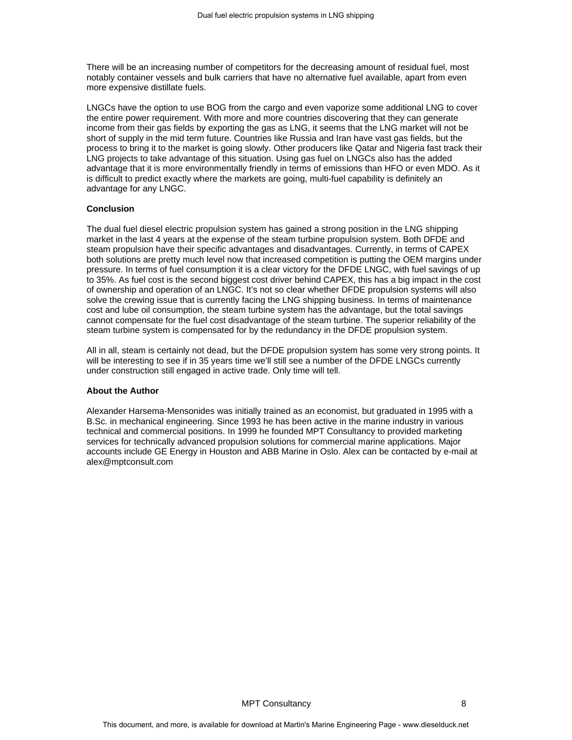There will be an increasing number of competitors for the decreasing amount of residual fuel, most notably container vessels and bulk carriers that have no alternative fuel available, apart from even more expensive distillate fuels.

LNGCs have the option to use BOG from the cargo and even vaporize some additional LNG to cover the entire power requirement. With more and more countries discovering that they can generate income from their gas fields by exporting the gas as LNG, it seems that the LNG market will not be short of supply in the mid term future. Countries like Russia and Iran have vast gas fields, but the process to bring it to the market is going slowly. Other producers like Qatar and Nigeria fast track their LNG projects to take advantage of this situation. Using gas fuel on LNGCs also has the added advantage that it is more environmentally friendly in terms of emissions than HFO or even MDO. As it is difficult to predict exactly where the markets are going, multi-fuel capability is definitely an advantage for any LNGC.

**Conclusion**

The dual fuel diesel electric propulsion system has gained a strong position in the LNG shipping market in the last 4 years at the expense of the steam turbine propulsion system. Both DFDE and steam propulsion have their specific advantages and disadvantages. Currently, in terms of CAPEX both solutions are pretty much level now that increased competition is putting the OEM margins under pressure. In terms of fuel consumption it is a clear victory for the DFDE LNGC, with fuel savings of up to 35%. As fuel cost is the second biggest cost driver behind CAPEX, this has a big impact in the cost of ownership and operation of an LNGC. It's not so clear whether DFDE propulsion systems will also solve the crewing issue that is currently facing the LNG shipping business. In terms of maintenance cost and lube oil consumption, the steam turbine system has the advantage, but the total savings cannot compensate for the fuel cost disadvantage of the steam turbine. The superior reliability of the steam turbine system is compensated for by the redundancy in the DFDE propulsion system.

All in all, steam is certainly not dead, but the DFDE propulsion system has some very strong points. It will be interesting to see if in 35 years time we'll still see a number of the DFDE LNGCs currently under construction still engaged in active trade. Only time will tell.

**About the Author**

Alexander Harsema-Mensonides was initially trained as an economist, but graduated in 1995 with a B.Sc. in mechanical engineering. Since 1993 he has been active in the marine industry in various technical and commercial positions. In 1999 he founded MPT Consultancy to provided marketing services for technically advanced propulsion solutions for commercial marine applications. Major accounts include GE Energy in Houston and ABB Marine in Oslo. Alex can be contacted by e-mail at alex@mptconsult.com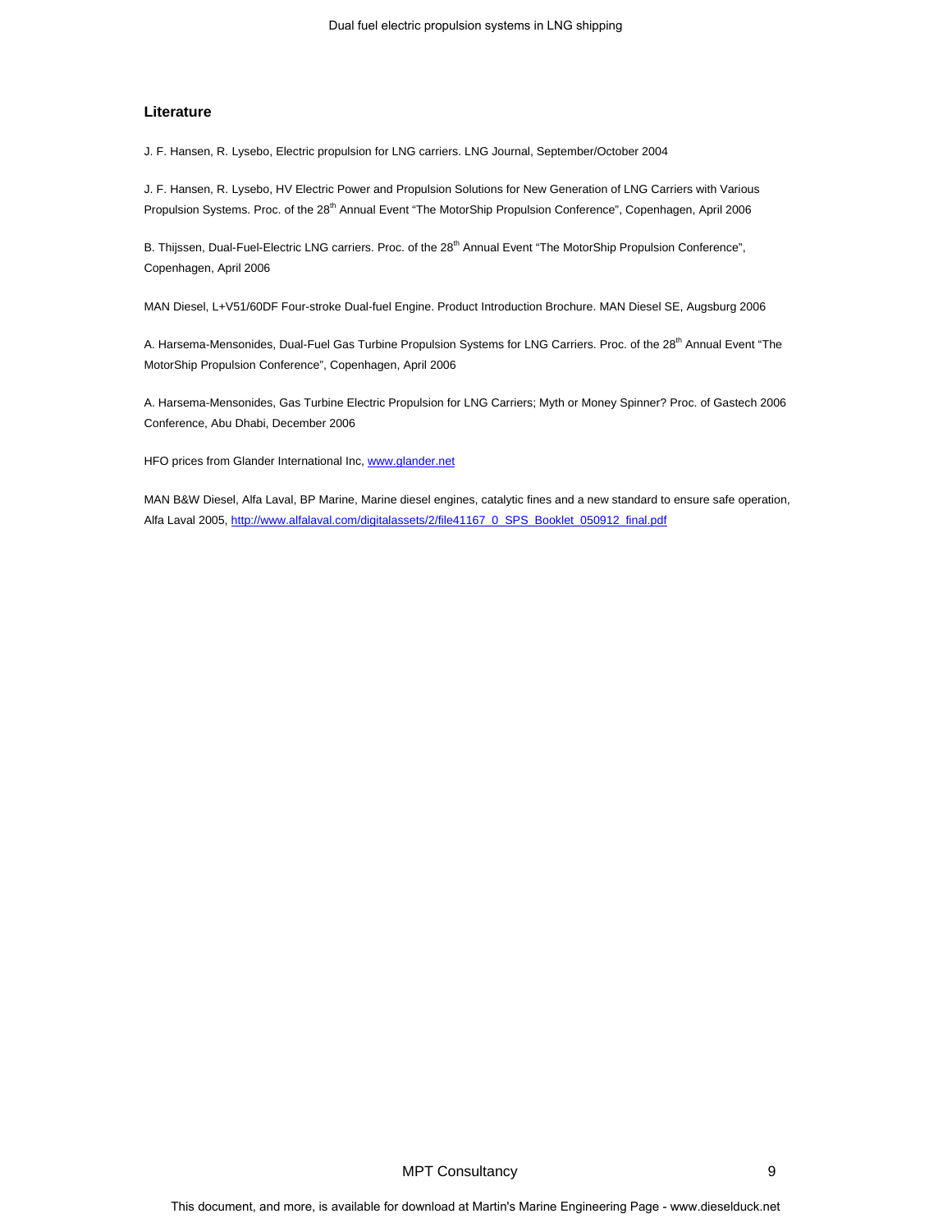## Literature

J. F. Hansen, R. Lysebo, Electric propulsion for LNG carriers. LNG Journal, September/October 2004

J. F. Hansen, R. Lysebo, HV Electric Power and Propulsion Solutions for New Generation of LNG Carriers with Various Propulsion Systems. Proc. of the 28th Annual Event "The MotorShip Propulsion Conference", Copenhagen, April 2006

B. Thijssen, Dual-Fuel-Electric LNG carriers. Proc. of the 28th Annual Event "The MotorShip Propulsion Conference", Copenhagen, April 2006

MAN Diesel, L+V51/60DF Four-stroke Dual-fuel Engine. Product Introduction Brochure. MAN Diesel SE, Augsburg 2006

A. Harsema-Mensonides, Dual-Fuel Gas Turbine Propulsion Systems for LNG Carriers. Proc. of the 28th Annual Event "The MotorShip Propulsion Conference", Copenhagen, April 2006

A. Harsema-Mensonides, Gas Turbine Electric Propulsion for LNG Carriers; Myth or Money Spinner? Proc. of Gastech 2006 Conference, Abu Dhabi, December 2006

HFO prices from Glander International Inc, www.glander.net

MAN B&W Diesel, Alfa Laval, BP Marine, Marine diesel engines, catalytic fines and a new standard to ensure safe operation, Alfa Laval 2005, http://www.alfalaval.com/digitalassets/2/file41167_0_SPS_Booklet_050912_final.pdf